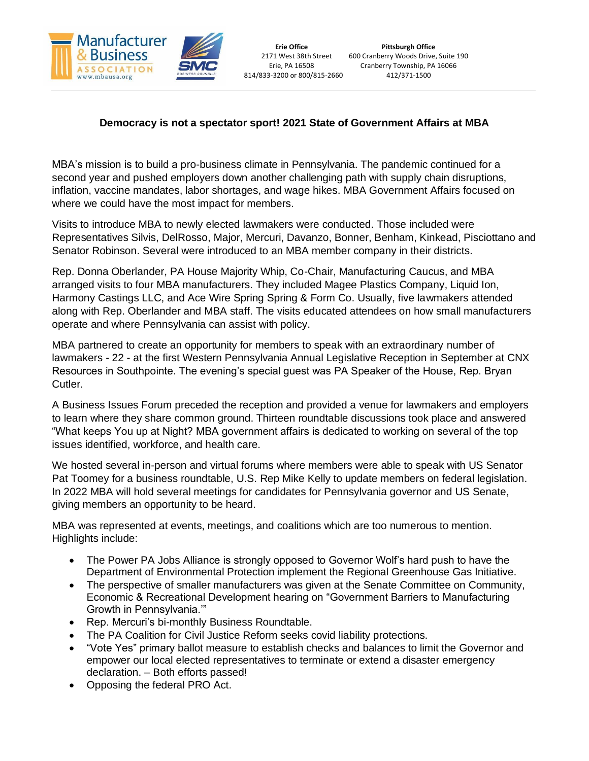Manufacturer & Business ASSOCIATION www.mbausa.org

SMC BUSINESS COUNCILS

**Erie Office**
2171 West 38th Street
Erie, PA 16508
814/833-3200 or 800/815-2660

**Pittsburgh Office**
600 Cranberry Woods Drive, Suite 190
Cranberry Township, PA 16066
412/371-1500

---

**Democracy is not a spectator sport! 2021 State of Government Affairs at MBA**

MBA's mission is to build a pro-business climate in Pennsylvania. The pandemic continued for a second year and pushed employers down another challenging path with supply chain disruptions, inflation, vaccine mandates, labor shortages, and wage hikes. MBA Government Affairs focused on where we could have the most impact for members.

Visits to introduce MBA to newly elected lawmakers were conducted. Those included were Representatives Silvis, DelRosso, Major, Mercuri, Davanzo, Bonner, Benham, Kinkead, Pisciottano and Senator Robinson. Several were introduced to an MBA member company in their districts.

Rep. Donna Oberlander, PA House Majority Whip, Co-Chair, Manufacturing Caucus, and MBA arranged visits to four MBA manufacturers. They included Magee Plastics Company, Liquid Ion, Harmony Castings LLC, and Ace Wire Spring Spring & Form Co. Usually, five lawmakers attended along with Rep. Oberlander and MBA staff. The visits educated attendees on how small manufacturers operate and where Pennsylvania can assist with policy.

MBA partnered to create an opportunity for members to speak with an extraordinary number of lawmakers - 22 - at the first Western Pennsylvania Annual Legislative Reception in September at CNX Resources in Southpointe. The evening's special guest was PA Speaker of the House, Rep. Bryan Cutler.

A Business Issues Forum preceded the reception and provided a venue for lawmakers and employers to learn where they share common ground. Thirteen roundtable discussions took place and answered "What keeps You up at Night? MBA government affairs is dedicated to working on several of the top issues identified, workforce, and health care.

We hosted several in-person and virtual forums where members were able to speak with US Senator Pat Toomey for a business roundtable, U.S. Rep Mike Kelly to update members on federal legislation. In 2022 MBA will hold several meetings for candidates for Pennsylvania governor and US Senate, giving members an opportunity to be heard.

MBA was represented at events, meetings, and coalitions which are too numerous to mention. Highlights include:

- The Power PA Jobs Alliance is strongly opposed to Governor Wolf's hard push to have the Department of Environmental Protection implement the Regional Greenhouse Gas Initiative.
- The perspective of smaller manufacturers was given at the Senate Committee on Community, Economic & Recreational Development hearing on "Government Barriers to Manufacturing Growth in Pennsylvania.'"
- Rep. Mercuri's bi-monthly Business Roundtable.
- The PA Coalition for Civil Justice Reform seeks covid liability protections.
- "Vote Yes" primary ballot measure to establish checks and balances to limit the Governor and empower our local elected representatives to terminate or extend a disaster emergency declaration. – Both efforts passed!
- Opposing the federal PRO Act.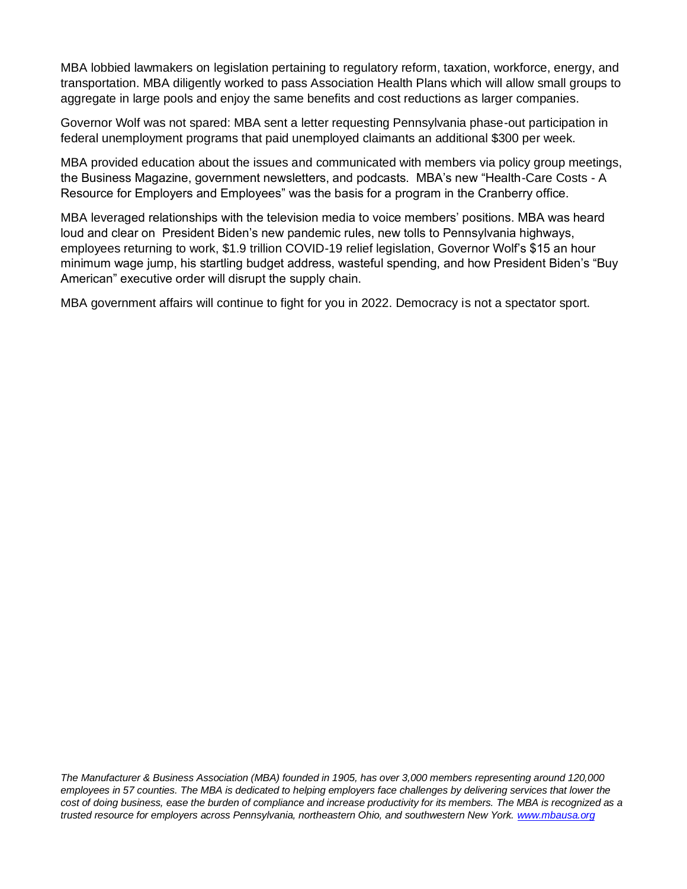MBA lobbied lawmakers on legislation pertaining to regulatory reform, taxation, workforce, energy, and transportation. MBA diligently worked to pass Association Health Plans which will allow small groups to aggregate in large pools and enjoy the same benefits and cost reductions as larger companies.

Governor Wolf was not spared: MBA sent a letter requesting Pennsylvania phase-out participation in federal unemployment programs that paid unemployed claimants an additional $300 per week.

MBA provided education about the issues and communicated with members via policy group meetings, the Business Magazine, government newsletters, and podcasts. MBA's new "Health-Care Costs - A Resource for Employers and Employees" was the basis for a program in the Cranberry office.

MBA leveraged relationships with the television media to voice members' positions. MBA was heard loud and clear on President Biden's new pandemic rules, new tolls to Pennsylvania highways, employees returning to work, $1.9 trillion COVID-19 relief legislation, Governor Wolf's $15 an hour minimum wage jump, his startling budget address, wasteful spending, and how President Biden's "Buy American" executive order will disrupt the supply chain.

MBA government affairs will continue to fight for you in 2022. Democracy is not a spectator sport.

*The Manufacturer & Business Association (MBA) founded in 1905, has over 3,000 members representing around 120,000 employees in 57 counties. The MBA is dedicated to helping employers face challenges by delivering services that lower the cost of doing business, ease the burden of compliance and increase productivity for its members. The MBA is recognized as a trusted resource for employers across Pennsylvania, northeastern Ohio, and southwestern New York. [www.mbausa.org](http://www.mbausa.org)*